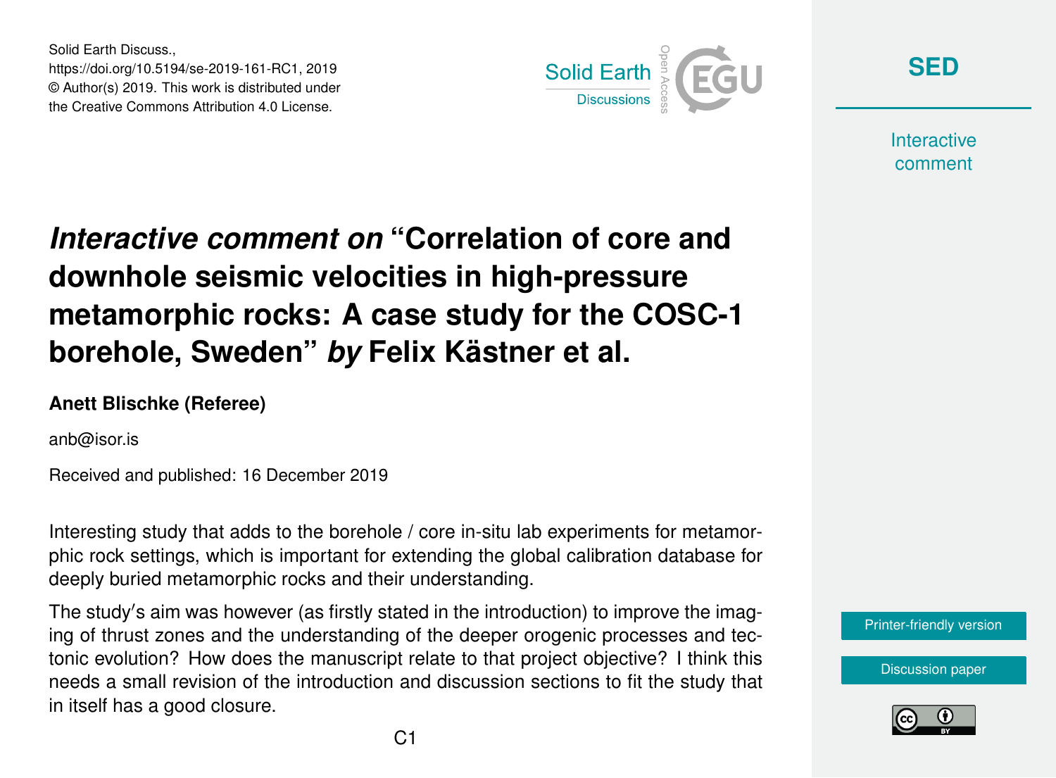Solid Earth Discuss.,
https://doi.org/10.5194/se-2019-161-RC1, 2019
© Author(s) 2019. This work is distributed under
the Creative Commons Attribution 4.0 License.

# *Interactive comment on* "Correlation of core and downhole seismic velocities in high-pressure metamorphic rocks: A case study for the COSC-1 borehole, Sweden" *by* Felix Kästner et al.

**Anett Blischke (Referee)**

anb@isor.is

Received and published: 16 December 2019

Interesting study that adds to the borehole / core in-situ lab experiments for metamorphic rock settings, which is important for extending the global calibration database for deeply buried metamorphic rocks and their understanding.

The study's aim was however (as firstly stated in the introduction) to improve the imaging of thrust zones and the understanding of the deeper orogenic processes and tectonic evolution? How does the manuscript relate to that project objective? I think this needs a small revision of the introduction and discussion sections to fit the study that in itself has a good closure.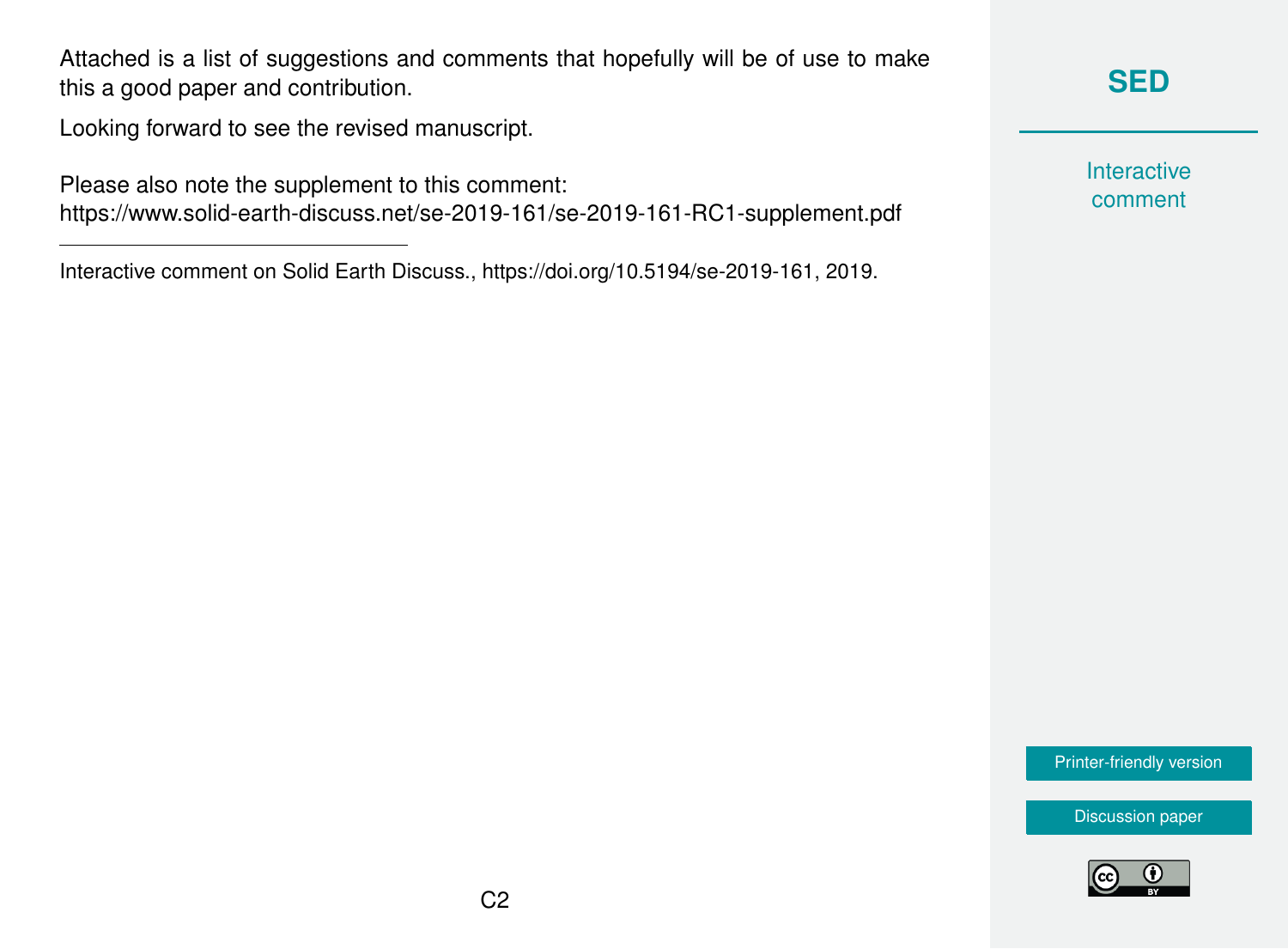Attached is a list of suggestions and comments that hopefully will be of use to make this a good paper and contribution.

Looking forward to see the revised manuscript.

Please also note the supplement to this comment:
https://www.solid-earth-discuss.net/se-2019-161/se-2019-161-RC1-supplement.pdf

---

Interactive comment on Solid Earth Discuss., https://doi.org/10.5194/se-2019-161, 2019.